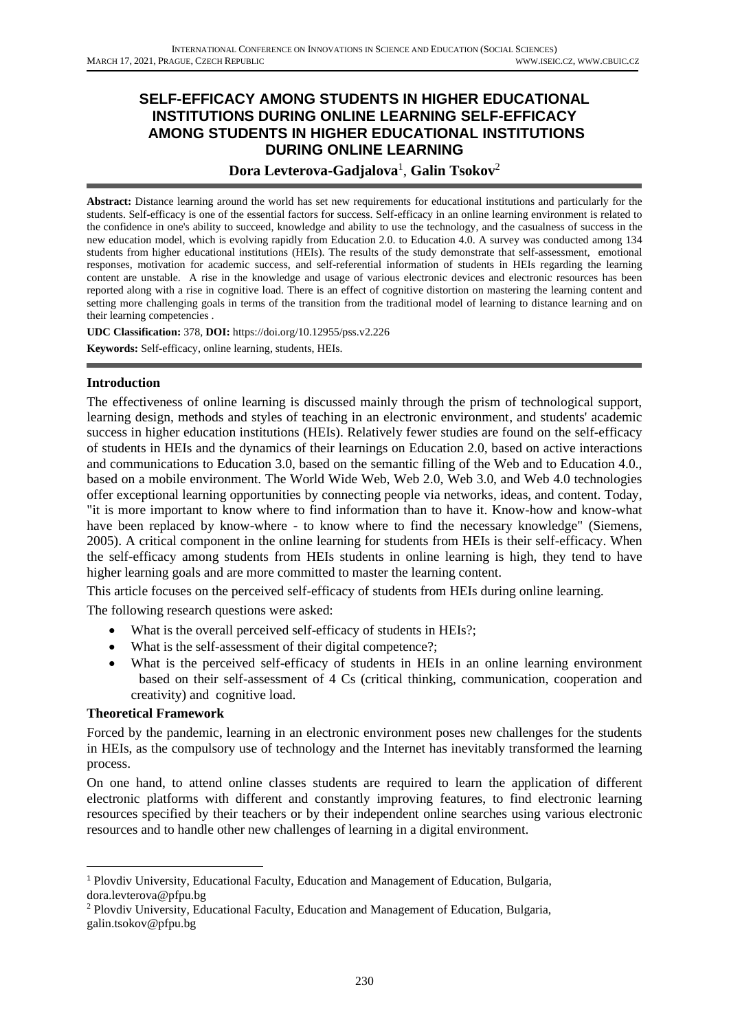# SELF-EFFICACY AMONG STUDENTS IN HIGHER EDUCATIONAL INSTITUTIONS DURING ONLINE LEARNING SELF-EFFICACY AMONG STUDENTS IN HIGHER EDUCATIONAL INSTITUTIONS DURING ONLINE LEARNING

**Dora Levterova-Gadjalova**[1], **Galin Tsokov**[2]

**Abstract:** Distance learning around the world has set new requirements for educational institutions and particularly for the students. Self-efficacy is one of the essential factors for success. Self-efficacy in an online learning environment is related to the confidence in one's ability to succeed, knowledge and ability to use the technology, and the casualness of success in the new education model, which is evolving rapidly from Education 2.0. to Education 4.0. A survey was conducted among 134 students from higher educational institutions (HEIs). The results of the study demonstrate that self-assessment, emotional responses, motivation for academic success, and self-referential information of students in HEIs regarding the learning content are unstable. A rise in the knowledge and usage of various electronic devices and electronic resources has been reported along with a rise in cognitive load. There is an effect of cognitive distortion on mastering the learning content and setting more challenging goals in terms of the transition from the traditional model of learning to distance learning and on their learning competencies .

**UDC Classification:** 378, **DOI:** https://doi.org/10.12955/pss.v2.226

**Keywords:** Self-efficacy, online learning, students, HEIs.

## Introduction

The effectiveness of online learning is discussed mainly through the prism of technological support, learning design, methods and styles of teaching in an electronic environment, and students' academic success in higher education institutions (HEIs). Relatively fewer studies are found on the self-efficacy of students in HEIs and the dynamics of their learnings on Education 2.0, based on active interactions and communications to Education 3.0, based on the semantic filling of the Web and to Education 4.0., based on a mobile environment. The World Wide Web, Web 2.0, Web 3.0, and Web 4.0 technologies offer exceptional learning opportunities by connecting people via networks, ideas, and content. Today, "it is more important to know where to find information than to have it. Know-how and know-what have been replaced by know-where - to know where to find the necessary knowledge" (Siemens, 2005). A critical component in the online learning for students from HEIs is their self-efficacy. When the self-efficacy among students from HEIs students in online learning is high, they tend to have higher learning goals and are more committed to master the learning content.

This article focuses on the perceived self-efficacy of students from HEIs during online learning.

The following research questions were asked:

- What is the overall perceived self-efficacy of students in HEIs?;
- What is the self-assessment of their digital competence?;
- What is the perceived self-efficacy of students in HEIs in an online learning environment based on their self-assessment of 4 Cs (critical thinking, communication, cooperation and creativity) and cognitive load.

## Theoretical Framework

Forced by the pandemic, learning in an electronic environment poses new challenges for the students in HEIs, as the compulsory use of technology and the Internet has inevitably transformed the learning process.

On one hand, to attend online classes students are required to learn the application of different electronic platforms with different and constantly improving features, to find electronic learning resources specified by their teachers or by their independent online searches using various electronic resources and to handle other new challenges of learning in a digital environment.

---

[1] Plovdiv University, Educational Faculty, Education and Management of Education, Bulgaria, dora.levterova@pfpu.bg

[2] Plovdiv University, Educational Faculty, Education and Management of Education, Bulgaria, galin.tsokov@pfpu.bg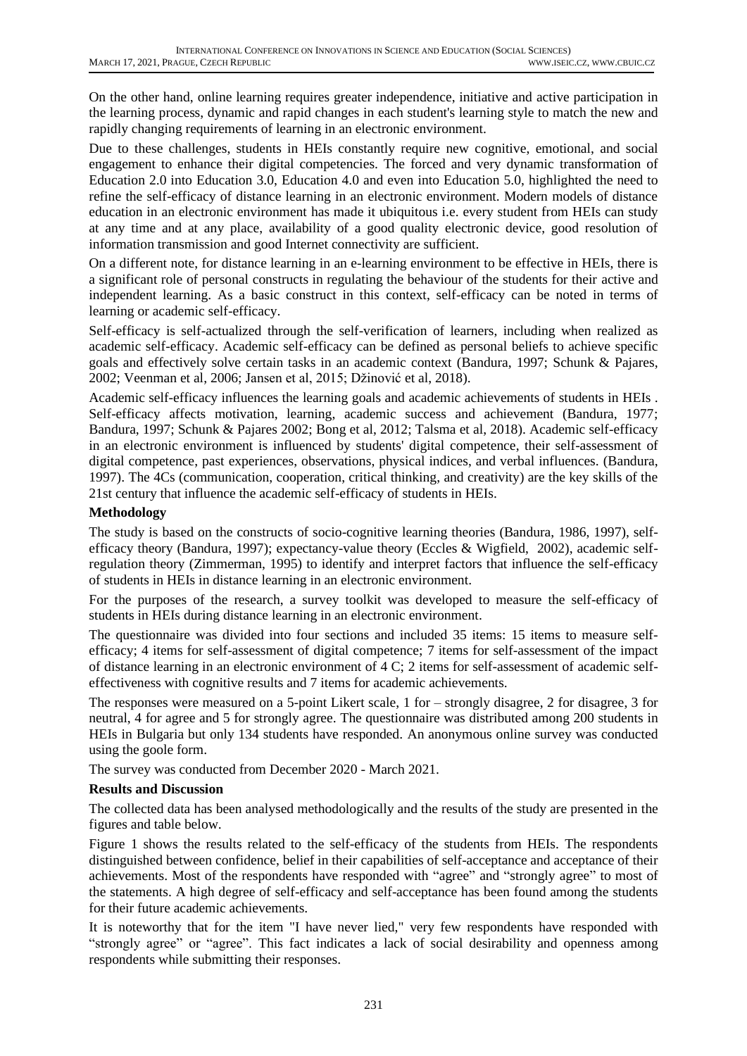On the other hand, online learning requires greater independence, initiative and active participation in the learning process, dynamic and rapid changes in each student's learning style to match the new and rapidly changing requirements of learning in an electronic environment.

Due to these challenges, students in HEIs constantly require new cognitive, emotional, and social engagement to enhance their digital competencies. The forced and very dynamic transformation of Education 2.0 into Education 3.0, Education 4.0 and even into Education 5.0, highlighted the need to refine the self-efficacy of distance learning in an electronic environment. Modern models of distance education in an electronic environment has made it ubiquitous i.e. every student from HEIs can study at any time and at any place, availability of a good quality electronic device, good resolution of information transmission and good Internet connectivity are sufficient.

On a different note, for distance learning in an e-learning environment to be effective in HEIs, there is a significant role of personal constructs in regulating the behaviour of the students for their active and independent learning. As a basic construct in this context, self-efficacy can be noted in terms of learning or academic self-efficacy.

Self-efficacy is self-actualized through the self-verification of learners, including when realized as academic self-efficacy. Academic self-efficacy can be defined as personal beliefs to achieve specific goals and effectively solve certain tasks in an academic context (Bandura, 1997; Schunk & Pajares, 2002; Veenman et al, 2006; Jansen et al, 2015; Džinović et al, 2018).

Academic self-efficacy influences the learning goals and academic achievements of students in HEIs . Self-efficacy affects motivation, learning, academic success and achievement (Bandura, 1977; Bandura, 1997; Schunk & Pajares 2002; Bong et al, 2012; Talsma et al, 2018). Academic self-efficacy in an electronic environment is influenced by students' digital competence, their self-assessment of digital competence, past experiences, observations, physical indices, and verbal influences. (Bandura, 1997). The 4Cs (communication, cooperation, critical thinking, and creativity) are the key skills of the 21st century that influence the academic self-efficacy of students in HEIs.

**Methodology**

The study is based on the constructs of socio-cognitive learning theories (Bandura, 1986, 1997), self-efficacy theory (Bandura, 1997); expectancy-value theory (Eccles & Wigfield, 2002), academic self-regulation theory (Zimmerman, 1995) to identify and interpret factors that influence the self-efficacy of students in HEIs in distance learning in an electronic environment.

For the purposes of the research, a survey toolkit was developed to measure the self-efficacy of students in HEIs during distance learning in an electronic environment.

The questionnaire was divided into four sections and included 35 items: 15 items to measure self-efficacy; 4 items for self-assessment of digital competence; 7 items for self-assessment of the impact of distance learning in an electronic environment of 4 C; 2 items for self-assessment of academic self-effectiveness with cognitive results and 7 items for academic achievements.

The responses were measured on a 5-point Likert scale, 1 for – strongly disagree, 2 for disagree, 3 for neutral, 4 for agree and 5 for strongly agree. The questionnaire was distributed among 200 students in HEIs in Bulgaria but only 134 students have responded. An anonymous online survey was conducted using the goole form.

The survey was conducted from December 2020 - March 2021.

**Results and Discussion**

The collected data has been analysed methodologically and the results of the study are presented in the figures and table below.

Figure 1 shows the results related to the self-efficacy of the students from HEIs. The respondents distinguished between confidence, belief in their capabilities of self-acceptance and acceptance of their achievements. Most of the respondents have responded with "agree" and "strongly agree" to most of the statements. A high degree of self-efficacy and self-acceptance has been found among the students for their future academic achievements.

It is noteworthy that for the item "I have never lied," very few respondents have responded with "strongly agree" or "agree". This fact indicates a lack of social desirability and openness among respondents while submitting their responses.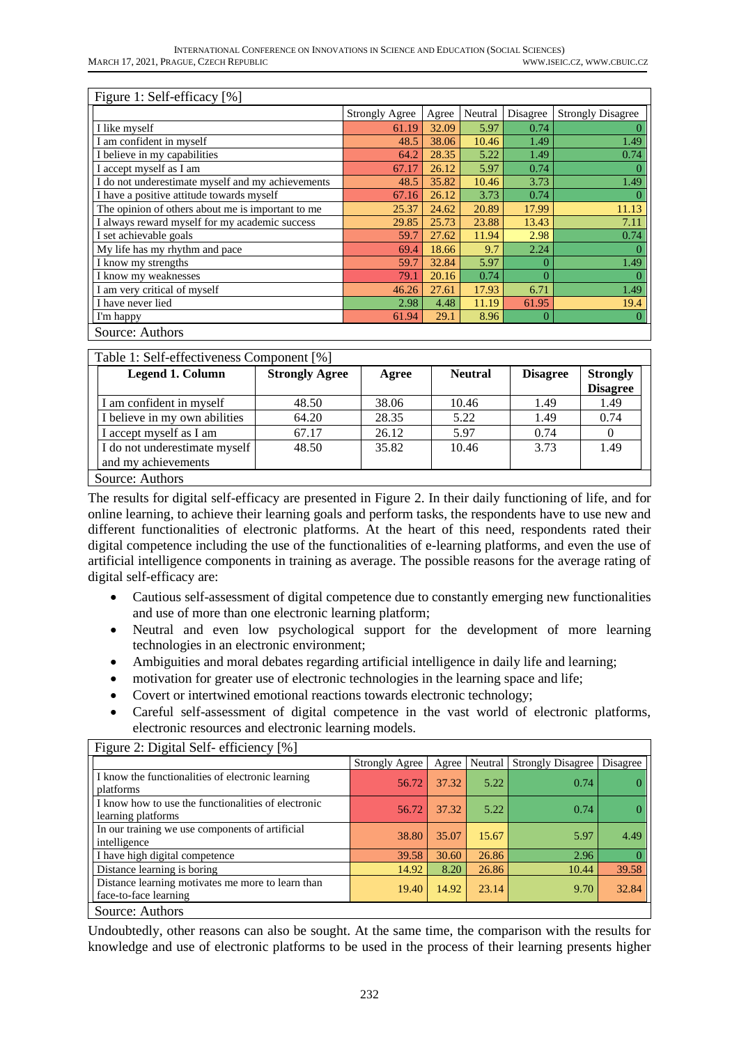Figure 1: Self-efficacy [%]

| | Strongly Agree | Agree | Neutral | Disagree | Strongly Disagree |
|---|---|---|---|---|---|
| I like myself | 61.19 | 32.09 | 5.97 | 0.74 | 0 |
| I am confident in myself | 48.5 | 38.06 | 10.46 | 1.49 | 1.49 |
| I believe in my capabilities | 64.2 | 28.35 | 5.22 | 1.49 | 0.74 |
| I accept myself as I am | 67.17 | 26.12 | 5.97 | 0.74 | 0 |
| I do not underestimate myself and my achievements | 48.5 | 35.82 | 10.46 | 3.73 | 1.49 |
| I have a positive attitude towards myself | 67.16 | 26.12 | 3.73 | 0.74 | 0 |
| The opinion of others about me is important to me | 25.37 | 24.62 | 20.89 | 17.99 | 11.13 |
| I always reward myself for my academic success | 29.85 | 25.73 | 23.88 | 13.43 | 7.11 |
| I set achievable goals | 59.7 | 27.62 | 11.94 | 2.98 | 0.74 |
| My life has my rhythm and pace | 69.4 | 18.66 | 9.7 | 2.24 | 0 |
| I know my strengths | 59.7 | 32.84 | 5.97 | 0 | 1.49 |
| I know my weaknesses | 79.1 | 20.16 | 0.74 | 0 | 0 |
| I am very critical of myself | 46.26 | 27.61 | 17.93 | 6.71 | 1.49 |
| I have never lied | 2.98 | 4.48 | 11.19 | 61.95 | 19.4 |
| I'm happy | 61.94 | 29.1 | 8.96 | 0 | 0 |

Source: Authors

Table 1: Self-effectiveness Component [%]

| **Legend 1. Column** | **Strongly Agree** | **Agree** | **Neutral** | **Disagree** | **Strongly Disagree** |
|---|---|---|---|---|---|
| I am confident in myself | 48.50 | 38.06 | 10.46 | 1.49 | 1.49 |
| I believe in my own abilities | 64.20 | 28.35 | 5.22 | 1.49 | 0.74 |
| I accept myself as I am | 67.17 | 26.12 | 5.97 | 0.74 | 0 |
| I do not underestimate myself and my achievements | 48.50 | 35.82 | 10.46 | 3.73 | 1.49 |

Source: Authors

The results for digital self-efficacy are presented in Figure 2. In their daily functioning of life, and for online learning, to achieve their learning goals and perform tasks, the respondents have to use new and different functionalities of electronic platforms. At the heart of this need, respondents rated their digital competence including the use of the functionalities of e-learning platforms, and even the use of artificial intelligence components in training as average. The possible reasons for the average rating of digital self-efficacy are:

- Cautious self-assessment of digital competence due to constantly emerging new functionalities and use of more than one electronic learning platform;
- Neutral and even low psychological support for the development of more learning technologies in an electronic environment;
- Ambiguities and moral debates regarding artificial intelligence in daily life and learning;
- motivation for greater use of electronic technologies in the learning space and life;
- Covert or intertwined emotional reactions towards electronic technology;
- Careful self-assessment of digital competence in the vast world of electronic platforms, electronic resources and electronic learning models.

Figure 2: Digital Self- efficiency [%]

| | Strongly Agree | Agree | Neutral | Strongly Disagree | Disagree |
|---|---|---|---|---|---|
| I know the functionalities of electronic learning platforms | 56.72 | 37.32 | 5.22 | 0.74 | 0 |
| I know how to use the functionalities of electronic learning platforms | 56.72 | 37.32 | 5.22 | 0.74 | 0 |
| In our training we use components of artificial intelligence | 38.80 | 35.07 | 15.67 | 5.97 | 4.49 |
| I have high digital competence | 39.58 | 30.60 | 26.86 | 2.96 | 0 |
| Distance learning is boring | 14.92 | 8.20 | 26.86 | 10.44 | 39.58 |
| Distance learning motivates me more to learn than face-to-face learning | 19.40 | 14.92 | 23.14 | 9.70 | 32.84 |

Source: Authors

Undoubtedly, other reasons can also be sought. At the same time, the comparison with the results for knowledge and use of electronic platforms to be used in the process of their learning presents higher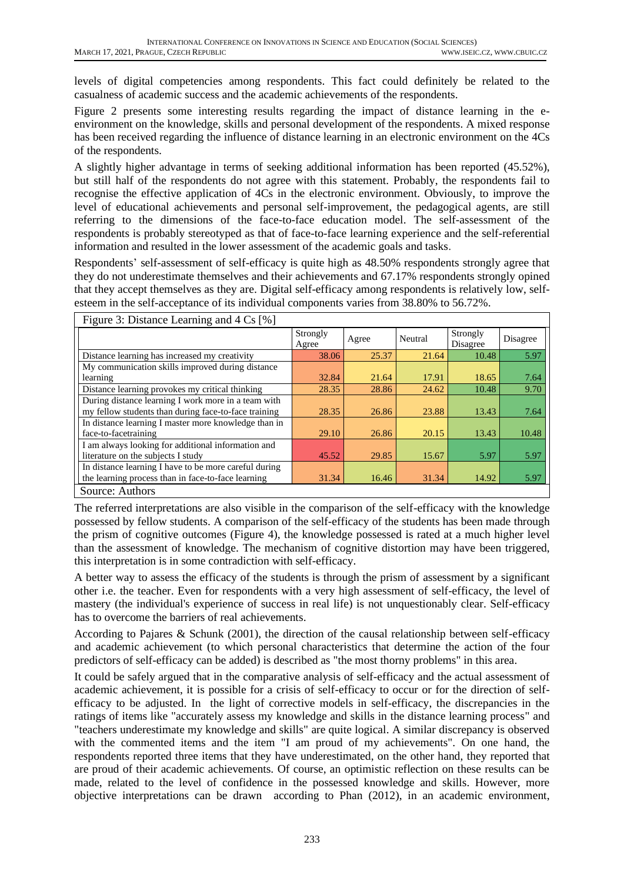levels of digital competencies among respondents. This fact could definitely be related to the casualness of academic success and the academic achievements of the respondents.

Figure 2 presents some interesting results regarding the impact of distance learning in the e-environment on the knowledge, skills and personal development of the respondents. A mixed response has been received regarding the influence of distance learning in an electronic environment on the 4Cs of the respondents.

A slightly higher advantage in terms of seeking additional information has been reported (45.52%), but still half of the respondents do not agree with this statement. Probably, the respondents fail to recognise the effective application of 4Cs in the electronic environment. Obviously, to improve the level of educational achievements and personal self-improvement, the pedagogical agents, are still referring to the dimensions of the face-to-face education model. The self-assessment of the respondents is probably stereotyped as that of face-to-face learning experience and the self-referential information and resulted in the lower assessment of the academic goals and tasks.

Respondents' self-assessment of self-efficacy is quite high as 48.50% respondents strongly agree that they do not underestimate themselves and their achievements and 67.17% respondents strongly opined that they accept themselves as they are. Digital self-efficacy among respondents is relatively low, self-esteem in the self-acceptance of its individual components varies from 38.80% to 56.72%.

Figure 3: Distance Learning and 4 Cs [%]

| | Strongly Agree | Agree | Neutral | Strongly Disagree | Disagree |
|---|---|---|---|---|---|
| Distance learning has increased my creativity | 38.06 | 25.37 | 21.64 | 10.48 | 5.97 |
| My communication skills improved during distance learning | 32.84 | 21.64 | 17.91 | 18.65 | 7.64 |
| Distance learning provokes my critical thinking | 28.35 | 28.86 | 24.62 | 10.48 | 9.70 |
| During distance learning I work more in a team with my fellow students than during face-to-face training | 28.35 | 26.86 | 23.88 | 13.43 | 7.64 |
| In distance learning I master more knowledge than in face-to-facetraining | 29.10 | 26.86 | 20.15 | 13.43 | 10.48 |
| I am always looking for additional information and literature on the subjects I study | 45.52 | 29.85 | 15.67 | 5.97 | 5.97 |
| In distance learning I have to be more careful during the learning process than in face-to-face learning | 31.34 | 16.46 | 31.34 | 14.92 | 5.97 |

Source: Authors

The referred interpretations are also visible in the comparison of the self-efficacy with the knowledge possessed by fellow students. A comparison of the self-efficacy of the students has been made through the prism of cognitive outcomes (Figure 4), the knowledge possessed is rated at a much higher level than the assessment of knowledge. The mechanism of cognitive distortion may have been triggered, this interpretation is in some contradiction with self-efficacy.

A better way to assess the efficacy of the students is through the prism of assessment by a significant other i.e. the teacher. Even for respondents with a very high assessment of self-efficacy, the level of mastery (the individual's experience of success in real life) is not unquestionably clear. Self-efficacy has to overcome the barriers of real achievements.

According to Pajares & Schunk (2001), the direction of the causal relationship between self-efficacy and academic achievement (to which personal characteristics that determine the action of the four predictors of self-efficacy can be added) is described as "the most thorny problems" in this area.

It could be safely argued that in the comparative analysis of self-efficacy and the actual assessment of academic achievement, it is possible for a crisis of self-efficacy to occur or for the direction of self-efficacy to be adjusted. In the light of corrective models in self-efficacy, the discrepancies in the ratings of items like "accurately assess my knowledge and skills in the distance learning process" and "teachers underestimate my knowledge and skills" are quite logical. A similar discrepancy is observed with the commented items and the item "I am proud of my achievements". On one hand, the respondents reported three items that they have underestimated, on the other hand, they reported that are proud of their academic achievements. Of course, an optimistic reflection on these results can be made, related to the level of confidence in the possessed knowledge and skills. However, more objective interpretations can be drawn according to Phan (2012), in an academic environment,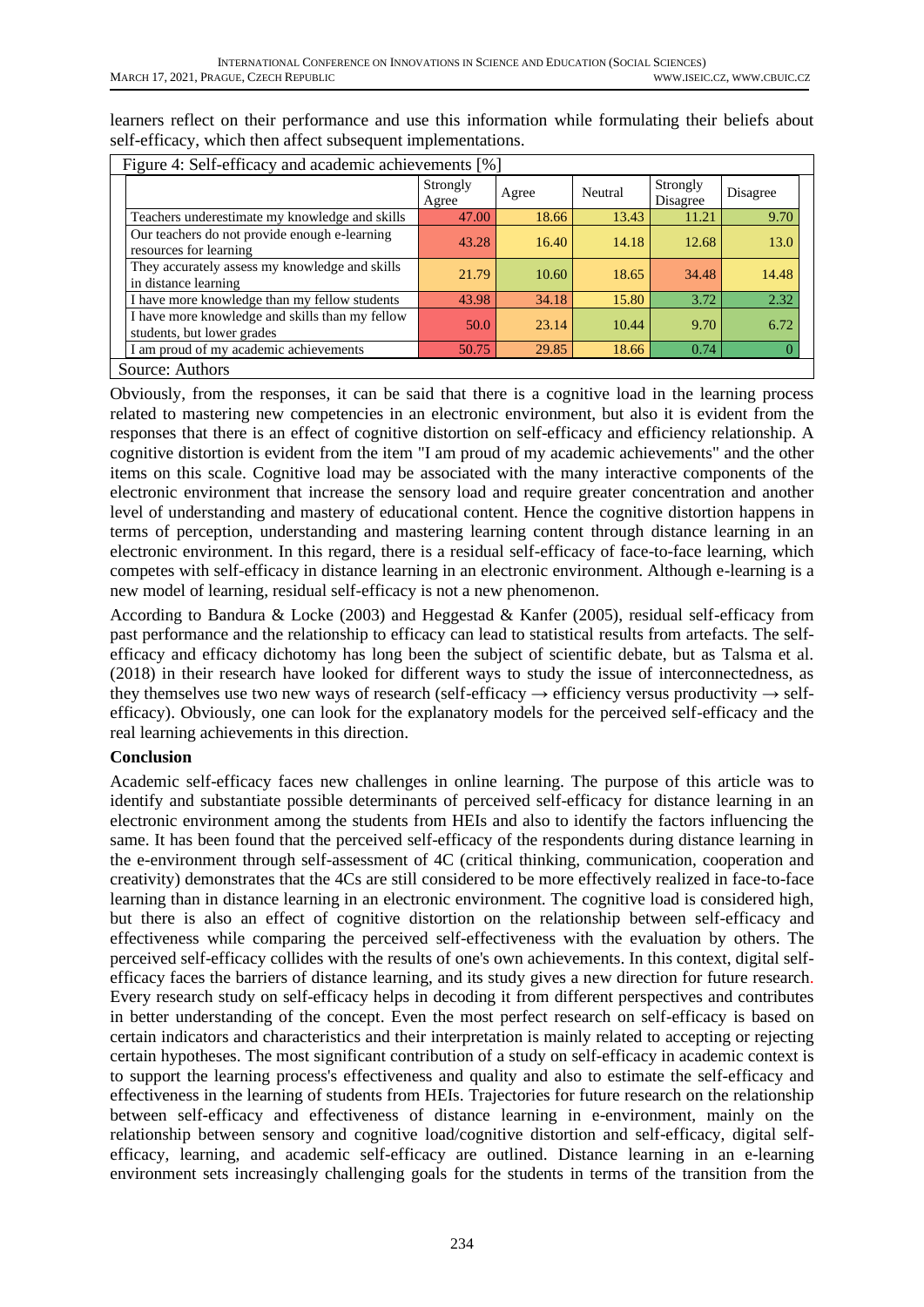learners reflect on their performance and use this information while formulating their beliefs about self-efficacy, which then affect subsequent implementations.

Figure 4: Self-efficacy and academic achievements [%]

| | Strongly Agree | Agree | Neutral | Strongly Disagree | Disagree |
|---|---|---|---|---|---|
| Teachers underestimate my knowledge and skills | 47.00 | 18.66 | 13.43 | 11.21 | 9.70 |
| Our teachers do not provide enough e-learning resources for learning | 43.28 | 16.40 | 14.18 | 12.68 | 13.0 |
| They accurately assess my knowledge and skills in distance learning | 21.79 | 10.60 | 18.65 | 34.48 | 14.48 |
| I have more knowledge than my fellow students | 43.98 | 34.18 | 15.80 | 3.72 | 2.32 |
| I have more knowledge and skills than my fellow students, but lower grades | 50.0 | 23.14 | 10.44 | 9.70 | 6.72 |
| I am proud of my academic achievements | 50.75 | 29.85 | 18.66 | 0.74 | 0 |

Source: Authors

Obviously, from the responses, it can be said that there is a cognitive load in the learning process related to mastering new competencies in an electronic environment, but also it is evident from the responses that there is an effect of cognitive distortion on self-efficacy and efficiency relationship. A cognitive distortion is evident from the item "I am proud of my academic achievements" and the other items on this scale. Cognitive load may be associated with the many interactive components of the electronic environment that increase the sensory load and require greater concentration and another level of understanding and mastery of educational content. Hence the cognitive distortion happens in terms of perception, understanding and mastering learning content through distance learning in an electronic environment. In this regard, there is a residual self-efficacy of face-to-face learning, which competes with self-efficacy in distance learning in an electronic environment. Although e-learning is a new model of learning, residual self-efficacy is not a new phenomenon.

According to Bandura & Locke (2003) and Heggestad & Kanfer (2005), residual self-efficacy from past performance and the relationship to efficacy can lead to statistical results from artefacts. The self-efficacy and efficacy dichotomy has long been the subject of scientific debate, but as Talsma et al. (2018) in their research have looked for different ways to study the issue of interconnectedness, as they themselves use two new ways of research (self-efficacy → efficiency versus productivity → self-efficacy). Obviously, one can look for the explanatory models for the perceived self-efficacy and the real learning achievements in this direction.

## Conclusion

Academic self-efficacy faces new challenges in online learning. The purpose of this article was to identify and substantiate possible determinants of perceived self-efficacy for distance learning in an electronic environment among the students from HEIs and also to identify the factors influencing the same. It has been found that the perceived self-efficacy of the respondents during distance learning in the e-environment through self-assessment of 4C (critical thinking, communication, cooperation and creativity) demonstrates that the 4Cs are still considered to be more effectively realized in face-to-face learning than in distance learning in an electronic environment. The cognitive load is considered high, but there is also an effect of cognitive distortion on the relationship between self-efficacy and effectiveness while comparing the perceived self-effectiveness with the evaluation by others. The perceived self-efficacy collides with the results of one's own achievements. In this context, digital self-efficacy faces the barriers of distance learning, and its study gives a new direction for future research. Every research study on self-efficacy helps in decoding it from different perspectives and contributes in better understanding of the concept. Even the most perfect research on self-efficacy is based on certain indicators and characteristics and their interpretation is mainly related to accepting or rejecting certain hypotheses. The most significant contribution of a study on self-efficacy in academic context is to support the learning process's effectiveness and quality and also to estimate the self-efficacy and effectiveness in the learning of students from HEIs. Trajectories for future research on the relationship between self-efficacy and effectiveness of distance learning in e-environment, mainly on the relationship between sensory and cognitive load/cognitive distortion and self-efficacy, digital self-efficacy, learning, and academic self-efficacy are outlined. Distance learning in an e-learning environment sets increasingly challenging goals for the students in terms of the transition from the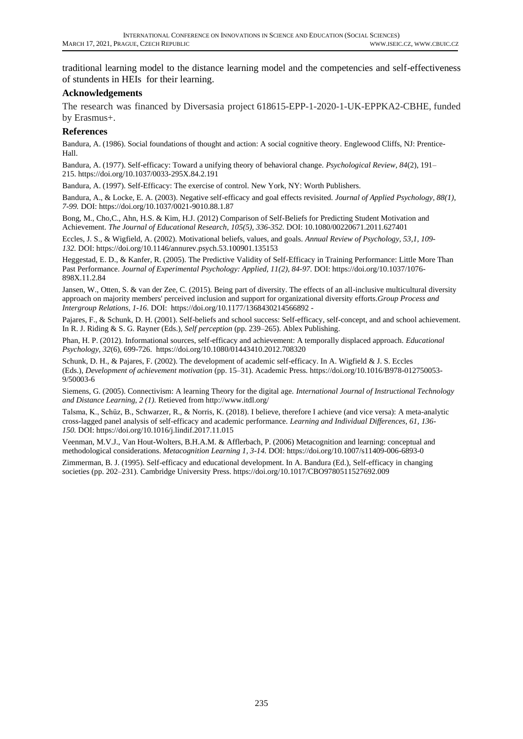traditional learning model to the distance learning model and the competencies and self-effectiveness of stundents in HEIs for their learning.

## Acknowledgements

The research was financed by Diversasia project 618615-EPP-1-2020-1-UK-EPPKA2-CBHE, funded by Erasmus+.

## References

Bandura, A. (1986). Social foundations of thought and action: A social cognitive theory. Englewood Cliffs, NJ: Prentice-Hall.

Bandura, A. (1977). Self-efficacy: Toward a unifying theory of behavioral change. *Psychological Review*, *84*(2), 191–215. https://doi.org/10.1037/0033-295X.84.2.191

Bandura, A. (1997). Self-Efficacy: The exercise of control. New York, NY: Worth Publishers.

Bandura, A., & Locke, E. A. (2003). Negative self-efficacy and goal effects revisited. *Journal of Applied Psychology, 88(1), 7-99.* DOI: https://doi.org/10.1037/0021-9010.88.1.87

Bong, M., Cho,C., Ahn, H.S. & Kim, H.J. (2012) Comparison of Self-Beliefs for Predicting Student Motivation and Achievement. *The Journal of Educational Research, 105(5), 336-352.* DOI: 10.1080/00220671.2011.627401

Eccles, J. S., & Wigfield, A. (2002). Motivational beliefs, values, and goals. *Annual Review of Psychology, 53,1, 109-132.* DOI: https://doi.org/10.1146/annurev.psych.53.100901.135153

Heggestad, E. D., & Kanfer, R. (2005). The Predictive Validity of Self-Efficacy in Training Performance: Little More Than Past Performance. *Journal of Experimental Psychology: Applied, 11(2), 84-97.* DOI: https://doi.org/10.1037/1076-898X.11.2.84

Jansen, W., Otten, S. & van der Zee, C. (2015). Being part of diversity. The effects of an all-inclusive multicultural diversity approach on majority members' perceived inclusion and support for organizational diversity efforts.*Group Process and Intergroup Relations, 1-16.* DOI: https://doi.org/10.1177/1368430214566892 -

Pajares, F., & Schunk, D. H. (2001). Self-beliefs and school success: Self-efficacy, self-concept, and and school achievement. In R. J. Riding & S. G. Rayner (Eds.), *Self perception* (pp. 239–265). Ablex Publishing.

Phan, H. P. (2012). Informational sources, self-efficacy and achievement: A temporally displaced approach. *Educational Psychology, 32*(6), 699-726. https://doi.org/10.1080/01443410.2012.708320

Schunk, D. H., & Pajares, F. (2002). The development of academic self-efficacy. In A. Wigfield & J. S. Eccles (Eds.), *Development of achievement motivation* (pp. 15–31). Academic Press. https://doi.org/10.1016/B978-012750053-9/50003-6

Siemens, G. (2005). Connectivism: A learning Theory for the digital age. *International Journal of Instructional Technology and Distance Learning, 2 (1).* Retieved from http://www.itdl.org/

Talsma, K., Schüz, B., Schwarzer, R., & Norris, K. (2018). I believe, therefore I achieve (and vice versa): A meta-analytic cross-lagged panel analysis of self-efficacy and academic performance. *Learning and Individual Differences, 61, 136-150.* DOI: https://doi.org/10.1016/j.lindif.2017.11.015

Veenman, M.V.J., Van Hout-Wolters, B.H.A.M. & Afflerbach, P. (2006) Metacognition and learning: conceptual and methodological considerations. *Metacognition Learning 1, 3-14.* DOI: https://doi.org/10.1007/s11409-006-6893-0

Zimmerman, B. J. (1995). Self-efficacy and educational development. In A. Bandura (Ed.), Self-efficacy in changing societies (pp. 202–231). Cambridge University Press. https://doi.org/10.1017/CBO9780511527692.009